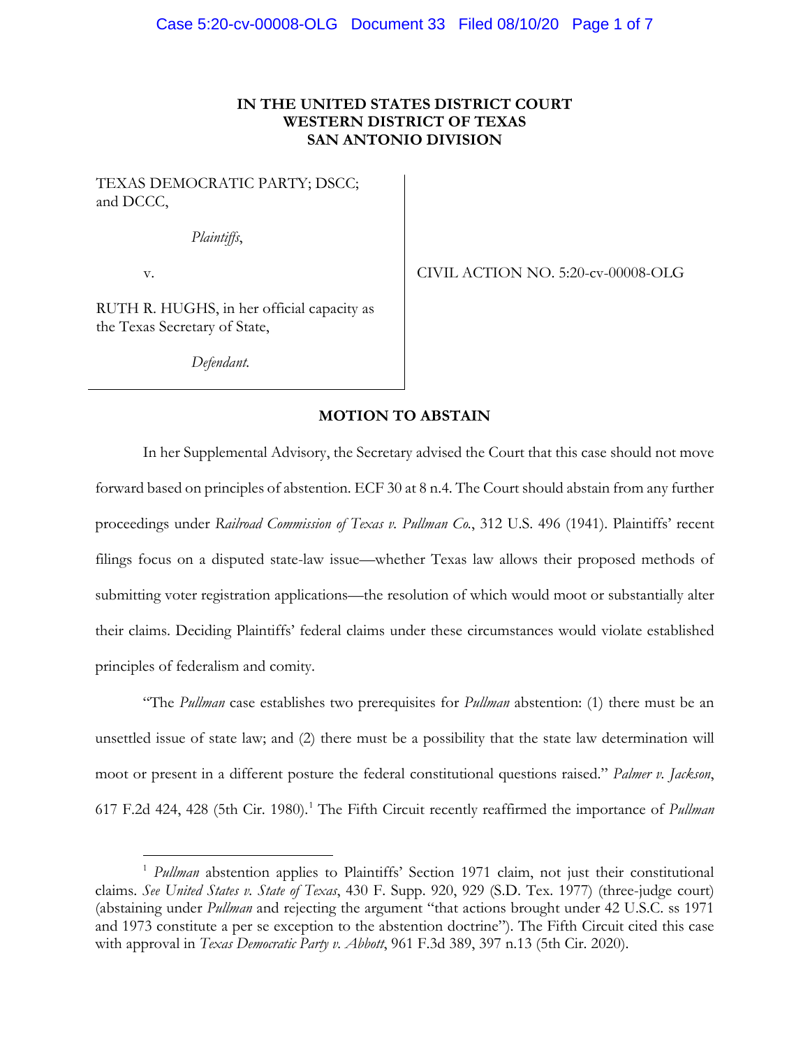**IN THE UNITED STATES DISTRICT COURT**
**WESTERN DISTRICT OF TEXAS**
**SAN ANTONIO DIVISION**

TEXAS DEMOCRATIC PARTY; DSCC; and DCCC,

*Plaintiffs*,

v.

RUTH R. HUGHS, in her official capacity as the Texas Secretary of State,

*Defendant*.

CIVIL ACTION NO. 5:20-cv-00008-OLG

## MOTION TO ABSTAIN

In her Supplemental Advisory, the Secretary advised the Court that this case should not move forward based on principles of abstention. ECF 30 at 8 n.4. The Court should abstain from any further proceedings under *Railroad Commission of Texas v. Pullman Co.*, 312 U.S. 496 (1941). Plaintiffs' recent filings focus on a disputed state-law issue—whether Texas law allows their proposed methods of submitting voter registration applications—the resolution of which would moot or substantially alter their claims. Deciding Plaintiffs' federal claims under these circumstances would violate established principles of federalism and comity.

"The *Pullman* case establishes two prerequisites for *Pullman* abstention: (1) there must be an unsettled issue of state law; and (2) there must be a possibility that the state law determination will moot or present in a different posture the federal constitutional questions raised." *Palmer v. Jackson*, 617 F.2d 424, 428 (5th Cir. 1980).[1] The Fifth Circuit recently reaffirmed the importance of *Pullman*

[1] *Pullman* abstention applies to Plaintiffs' Section 1971 claim, not just their constitutional claims. *See United States v. State of Texas*, 430 F. Supp. 920, 929 (S.D. Tex. 1977) (three-judge court) (abstaining under *Pullman* and rejecting the argument "that actions brought under 42 U.S.C. ss 1971 and 1973 constitute a per se exception to the abstention doctrine"). The Fifth Circuit cited this case with approval in *Texas Democratic Party v. Abbott*, 961 F.3d 389, 397 n.13 (5th Cir. 2020).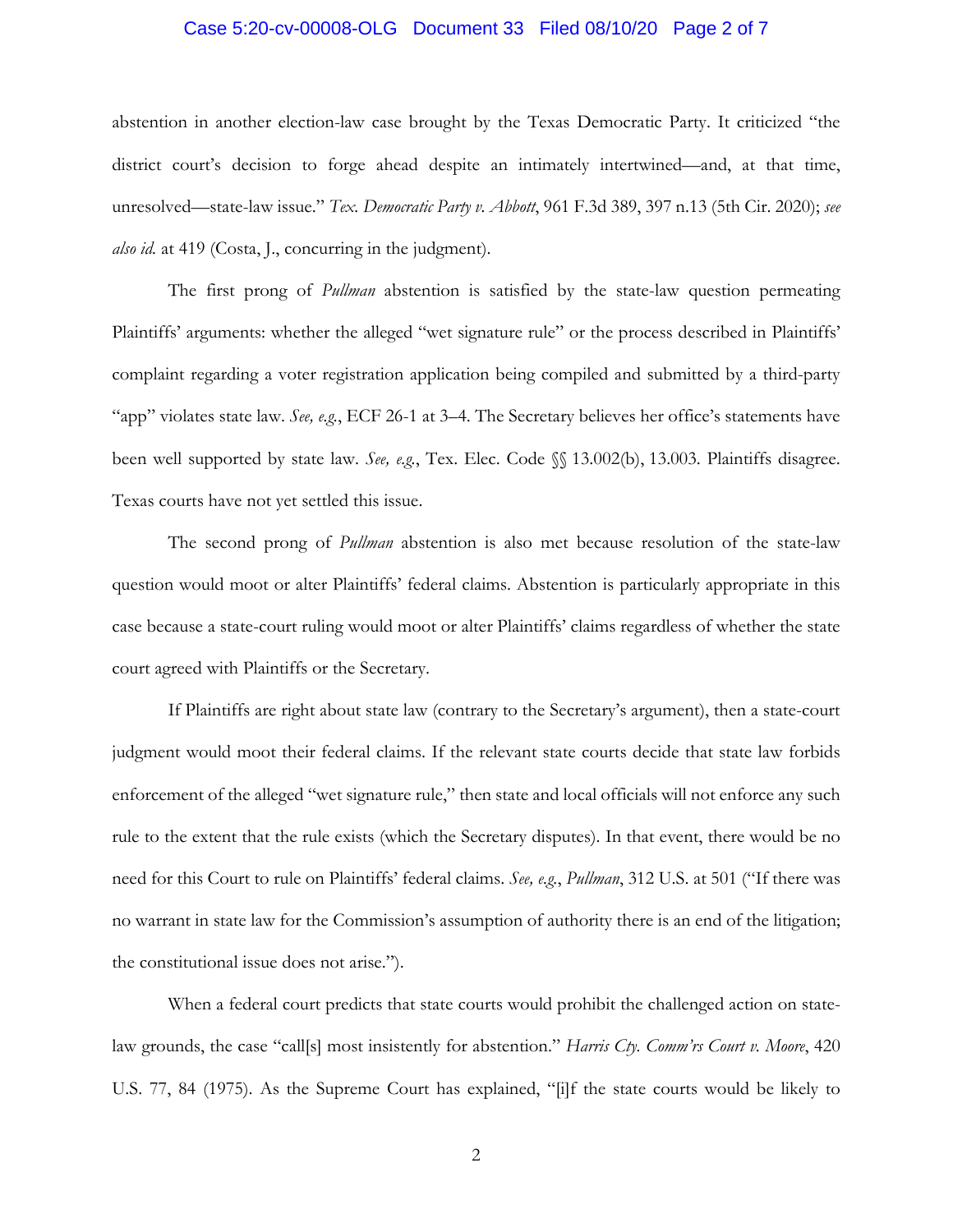abstention in another election-law case brought by the Texas Democratic Party. It criticized "the district court's decision to forge ahead despite an intimately intertwined—and, at that time, unresolved—state-law issue." *Tex. Democratic Party v. Abbott*, 961 F.3d 389, 397 n.13 (5th Cir. 2020); *see also id.* at 419 (Costa, J., concurring in the judgment).

The first prong of *Pullman* abstention is satisfied by the state-law question permeating Plaintiffs' arguments: whether the alleged "wet signature rule" or the process described in Plaintiffs' complaint regarding a voter registration application being compiled and submitted by a third-party "app" violates state law. *See, e.g.*, ECF 26-1 at 3–4. The Secretary believes her office's statements have been well supported by state law. *See, e.g.*, Tex. Elec. Code §§ 13.002(b), 13.003. Plaintiffs disagree. Texas courts have not yet settled this issue.

The second prong of *Pullman* abstention is also met because resolution of the state-law question would moot or alter Plaintiffs' federal claims. Abstention is particularly appropriate in this case because a state-court ruling would moot or alter Plaintiffs' claims regardless of whether the state court agreed with Plaintiffs or the Secretary.

If Plaintiffs are right about state law (contrary to the Secretary's argument), then a state-court judgment would moot their federal claims. If the relevant state courts decide that state law forbids enforcement of the alleged "wet signature rule," then state and local officials will not enforce any such rule to the extent that the rule exists (which the Secretary disputes). In that event, there would be no need for this Court to rule on Plaintiffs' federal claims. *See, e.g.*, *Pullman*, 312 U.S. at 501 ("If there was no warrant in state law for the Commission's assumption of authority there is an end of the litigation; the constitutional issue does not arise.").

When a federal court predicts that state courts would prohibit the challenged action on state-law grounds, the case "call[s] most insistently for abstention." *Harris Cty. Comm'rs Court v. Moore*, 420 U.S. 77, 84 (1975). As the Supreme Court has explained, "[i]f the state courts would be likely to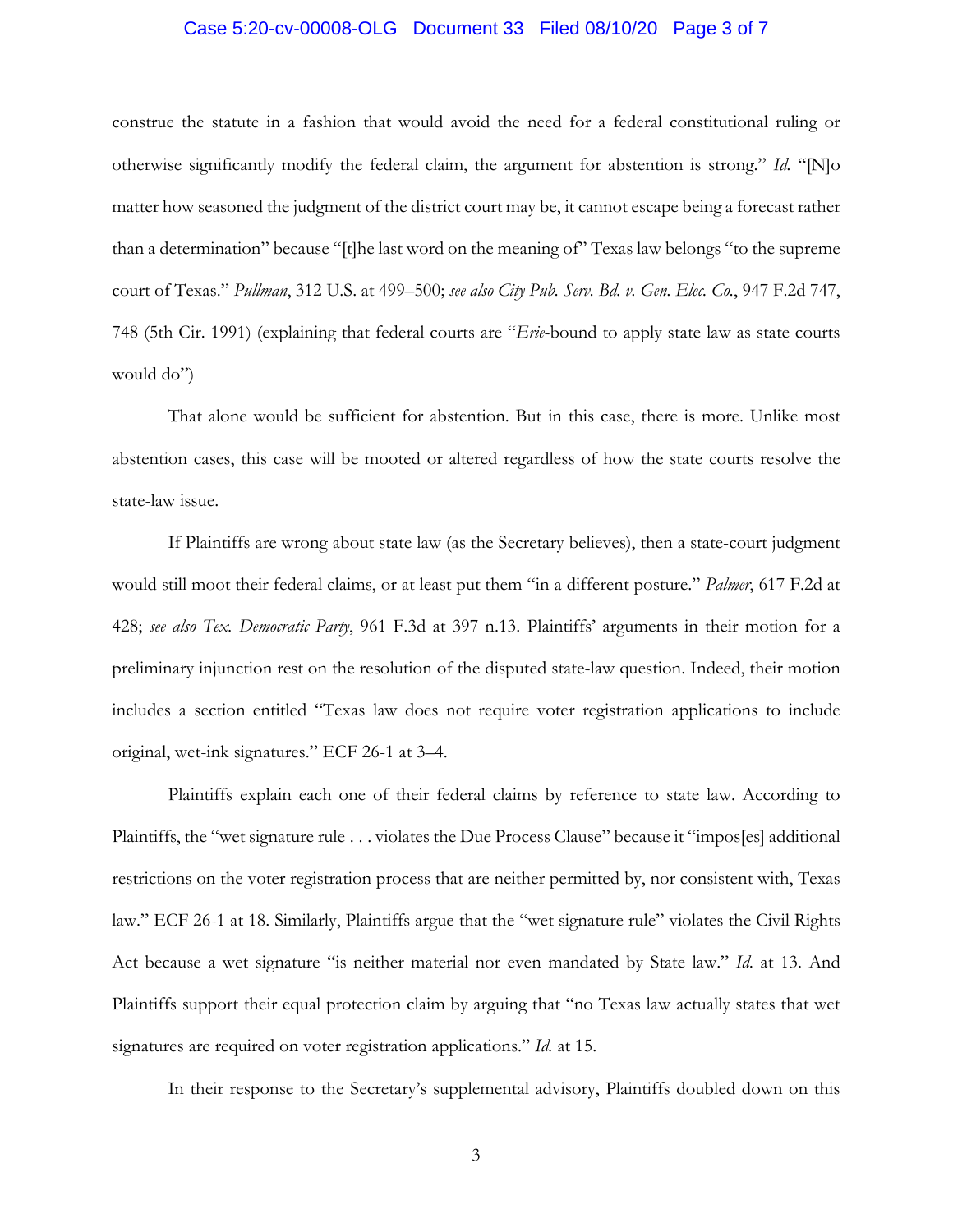construe the statute in a fashion that would avoid the need for a federal constitutional ruling or otherwise significantly modify the federal claim, the argument for abstention is strong." *Id.* "[N]o matter how seasoned the judgment of the district court may be, it cannot escape being a forecast rather than a determination" because "[t]he last word on the meaning of" Texas law belongs "to the supreme court of Texas." *Pullman*, 312 U.S. at 499–500; *see also City Pub. Serv. Bd. v. Gen. Elec. Co.*, 947 F.2d 747, 748 (5th Cir. 1991) (explaining that federal courts are "*Erie*-bound to apply state law as state courts would do")

That alone would be sufficient for abstention. But in this case, there is more. Unlike most abstention cases, this case will be mooted or altered regardless of how the state courts resolve the state-law issue.

If Plaintiffs are wrong about state law (as the Secretary believes), then a state-court judgment would still moot their federal claims, or at least put them "in a different posture." *Palmer*, 617 F.2d at 428; *see also Tex. Democratic Party*, 961 F.3d at 397 n.13. Plaintiffs' arguments in their motion for a preliminary injunction rest on the resolution of the disputed state-law question. Indeed, their motion includes a section entitled "Texas law does not require voter registration applications to include original, wet-ink signatures." ECF 26-1 at 3–4.

Plaintiffs explain each one of their federal claims by reference to state law. According to Plaintiffs, the "wet signature rule . . . violates the Due Process Clause" because it "impos[es] additional restrictions on the voter registration process that are neither permitted by, nor consistent with, Texas law." ECF 26-1 at 18. Similarly, Plaintiffs argue that the "wet signature rule" violates the Civil Rights Act because a wet signature "is neither material nor even mandated by State law." *Id.* at 13. And Plaintiffs support their equal protection claim by arguing that "no Texas law actually states that wet signatures are required on voter registration applications." *Id.* at 15.

In their response to the Secretary's supplemental advisory, Plaintiffs doubled down on this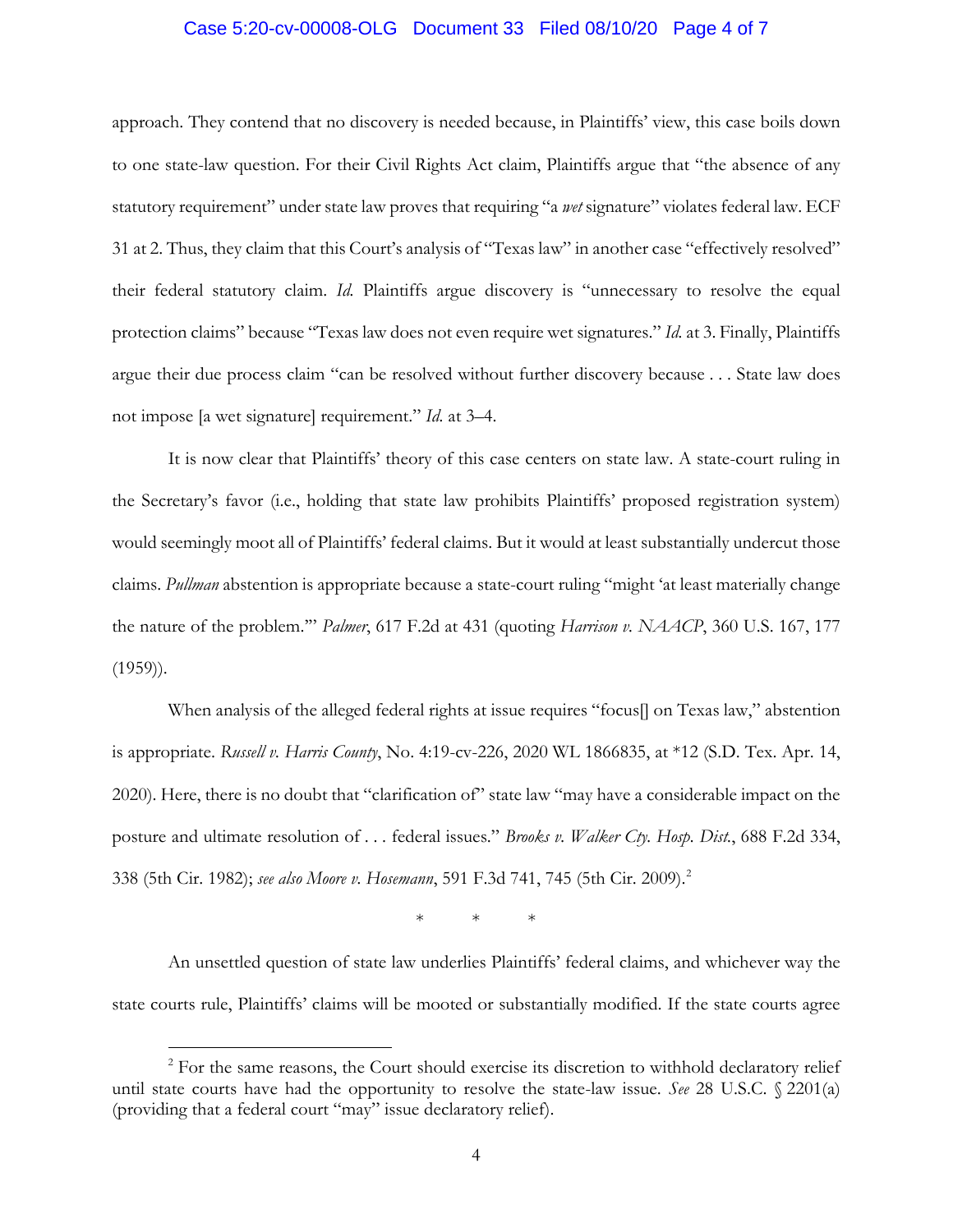approach. They contend that no discovery is needed because, in Plaintiffs' view, this case boils down to one state-law question. For their Civil Rights Act claim, Plaintiffs argue that "the absence of any statutory requirement" under state law proves that requiring "a *wet* signature" violates federal law. ECF 31 at 2. Thus, they claim that this Court's analysis of "Texas law" in another case "effectively resolved" their federal statutory claim. *Id.* Plaintiffs argue discovery is "unnecessary to resolve the equal protection claims" because "Texas law does not even require wet signatures." *Id.* at 3. Finally, Plaintiffs argue their due process claim "can be resolved without further discovery because . . . State law does not impose [a wet signature] requirement." *Id.* at 3–4.

It is now clear that Plaintiffs' theory of this case centers on state law. A state-court ruling in the Secretary's favor (i.e., holding that state law prohibits Plaintiffs' proposed registration system) would seemingly moot all of Plaintiffs' federal claims. But it would at least substantially undercut those claims. *Pullman* abstention is appropriate because a state-court ruling "might 'at least materially change the nature of the problem.'" *Palmer*, 617 F.2d at 431 (quoting *Harrison v. NAACP*, 360 U.S. 167, 177 (1959)).

When analysis of the alleged federal rights at issue requires "focus[] on Texas law," abstention is appropriate. *Russell v. Harris County*, No. 4:19-cv-226, 2020 WL 1866835, at *12 (S.D. Tex. Apr. 14, 2020). Here, there is no doubt that "clarification of" state law "may have a considerable impact on the posture and ultimate resolution of . . . federal issues." *Brooks v. Walker Cty. Hosp. Dist.*, 688 F.2d 334, 338 (5th Cir. 1982); *see also Moore v. Hosemann*, 591 F.3d 741, 745 (5th Cir. 2009).[2]

\* \* \*

An unsettled question of state law underlies Plaintiffs' federal claims, and whichever way the state courts rule, Plaintiffs' claims will be mooted or substantially modified. If the state courts agree

[2] For the same reasons, the Court should exercise its discretion to withhold declaratory relief until state courts have had the opportunity to resolve the state-law issue. *See* 28 U.S.C. § 2201(a) (providing that a federal court "may" issue declaratory relief).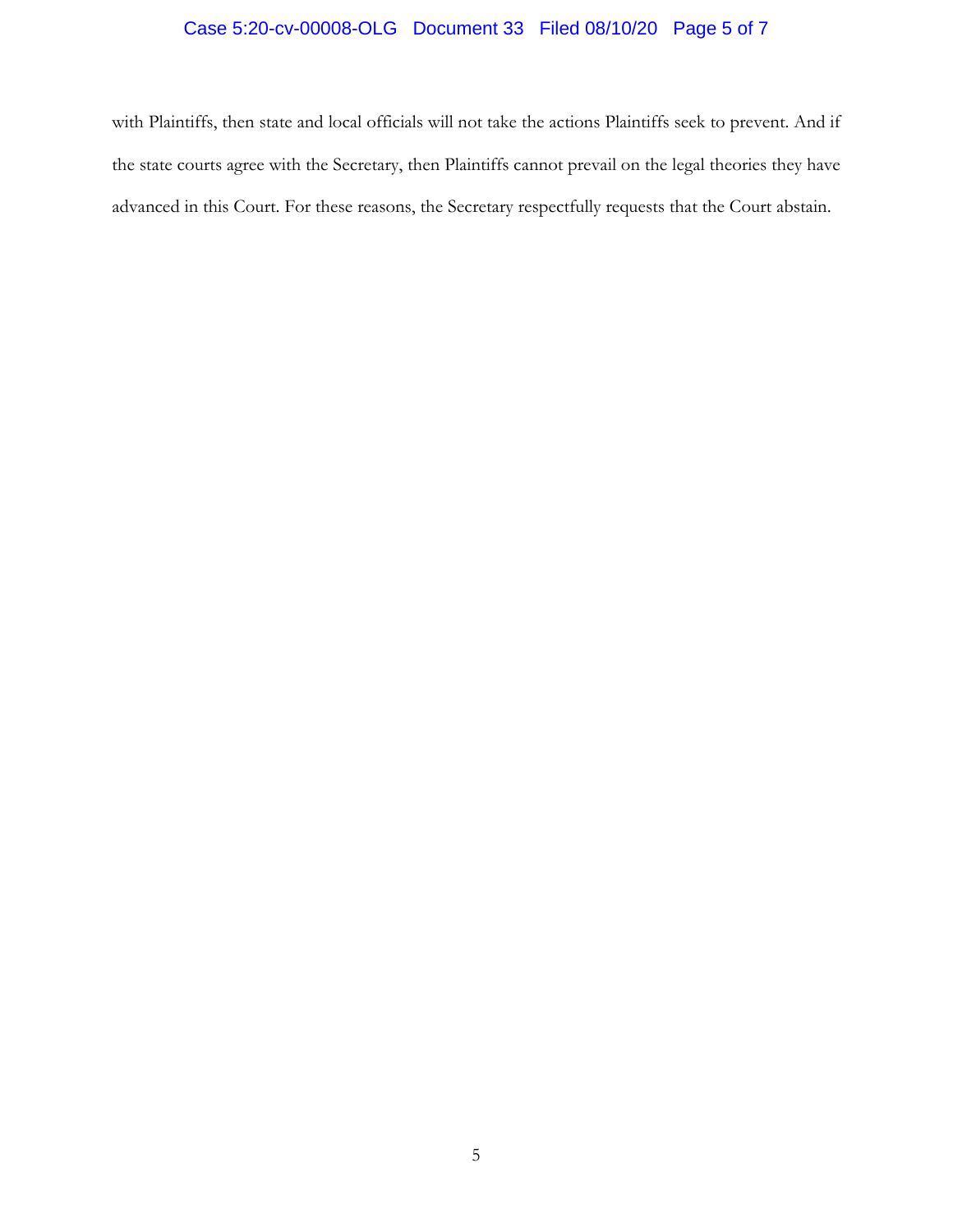with Plaintiffs, then state and local officials will not take the actions Plaintiffs seek to prevent. And if the state courts agree with the Secretary, then Plaintiffs cannot prevail on the legal theories they have advanced in this Court. For these reasons, the Secretary respectfully requests that the Court abstain.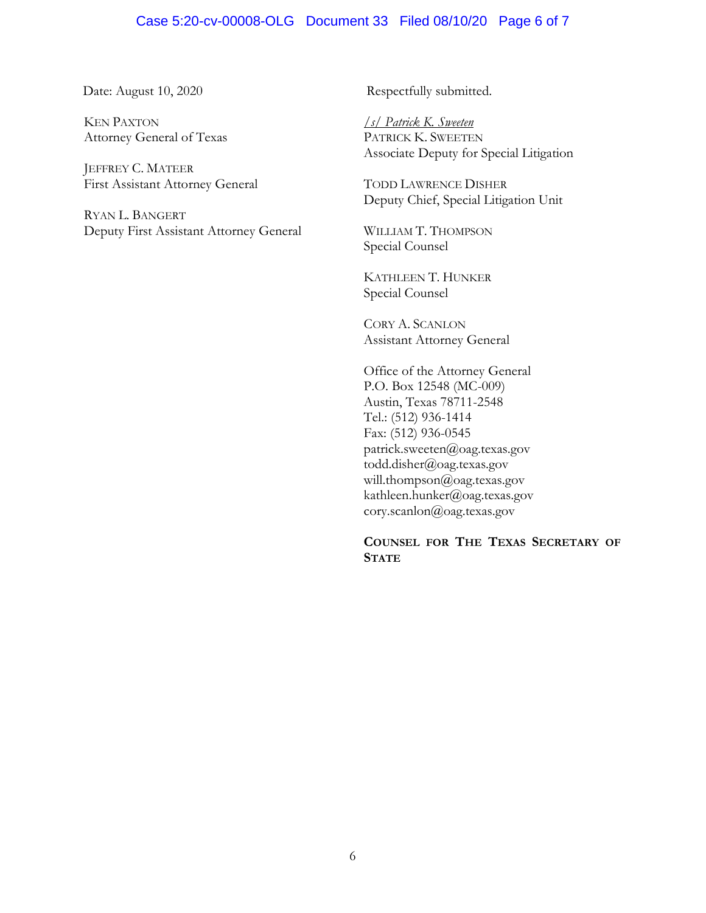Date: August 10, 2020

KEN PAXTON
Attorney General of Texas

JEFFREY C. MATEER
First Assistant Attorney General

RYAN L. BANGERT
Deputy First Assistant Attorney General

Respectfully submitted.

*/s/ Patrick K. Sweeten*
PATRICK K. SWEETEN
Associate Deputy for Special Litigation

TODD LAWRENCE DISHER
Deputy Chief, Special Litigation Unit

WILLIAM T. THOMPSON
Special Counsel

KATHLEEN T. HUNKER
Special Counsel

CORY A. SCANLON
Assistant Attorney General

Office of the Attorney General
P.O. Box 12548 (MC-009)
Austin, Texas 78711-2548
Tel.: (512) 936-1414
Fax: (512) 936-0545
patrick.sweeten@oag.texas.gov
todd.disher@oag.texas.gov
will.thompson@oag.texas.gov
kathleen.hunker@oag.texas.gov
cory.scanlon@oag.texas.gov

**COUNSEL FOR THE TEXAS SECRETARY OF STATE**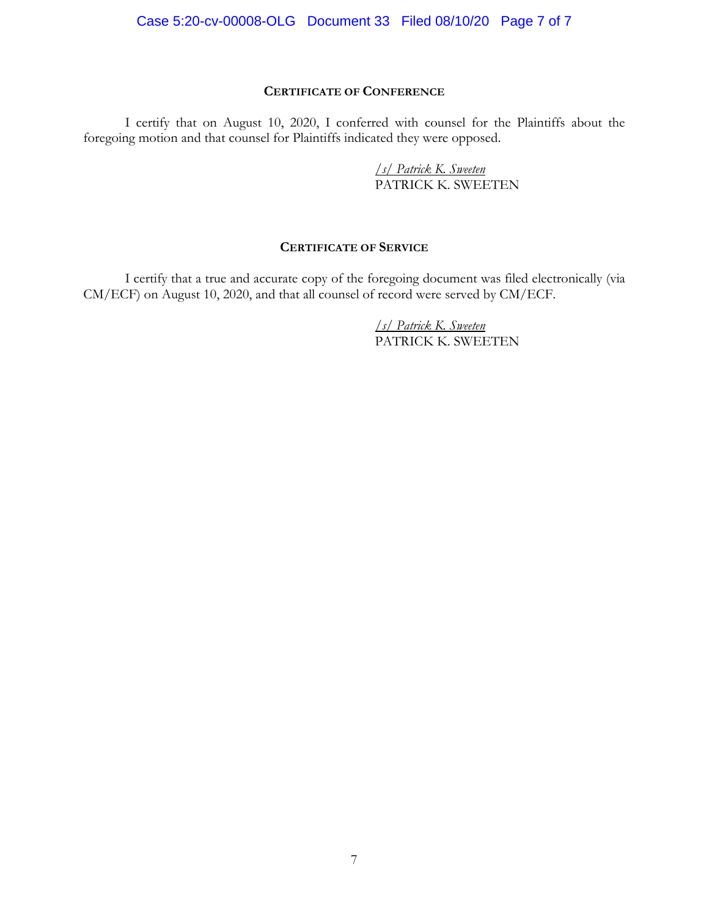### Certificate of Conference

I certify that on August 10, 2020, I conferred with counsel for the Plaintiffs about the foregoing motion and that counsel for Plaintiffs indicated they were opposed.

*/s/ Patrick K. Sweeten*
PATRICK K. SWEETEN

### Certificate of Service

I certify that a true and accurate copy of the foregoing document was filed electronically (via CM/ECF) on August 10, 2020, and that all counsel of record were served by CM/ECF.

*/s/ Patrick K. Sweeten*
PATRICK K. SWEETEN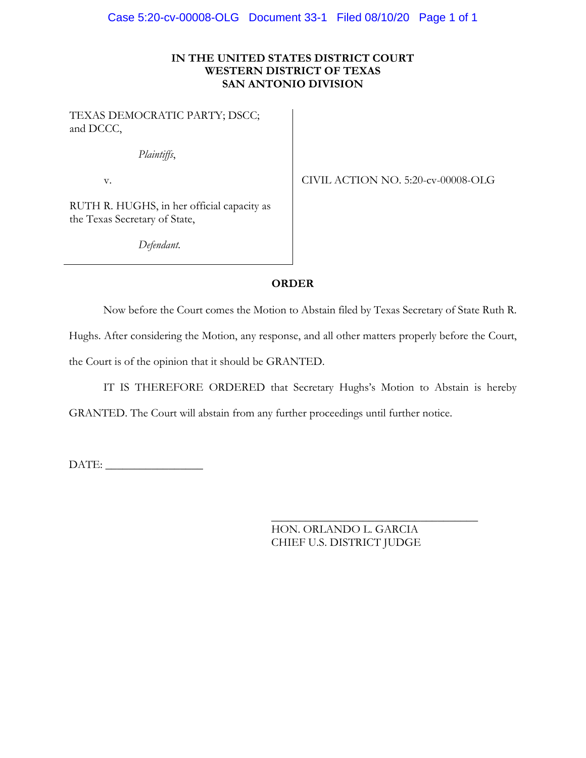**IN THE UNITED STATES DISTRICT COURT**
**WESTERN DISTRICT OF TEXAS**
**SAN ANTONIO DIVISION**

TEXAS DEMOCRATIC PARTY; DSCC; and DCCC,

*Plaintiffs*,

v.

RUTH R. HUGHS, in her official capacity as the Texas Secretary of State,

*Defendant.*

CIVIL ACTION NO. 5:20-cv-00008-OLG

**ORDER**

Now before the Court comes the Motion to Abstain filed by Texas Secretary of State Ruth R. Hughs. After considering the Motion, any response, and all other matters properly before the Court, the Court is of the opinion that it should be GRANTED.

IT IS THEREFORE ORDERED that Secretary Hughs's Motion to Abstain is hereby GRANTED. The Court will abstain from any further proceedings until further notice.

DATE: _________________

___________________________________
HON. ORLANDO L. GARCIA
CHIEF U.S. DISTRICT JUDGE